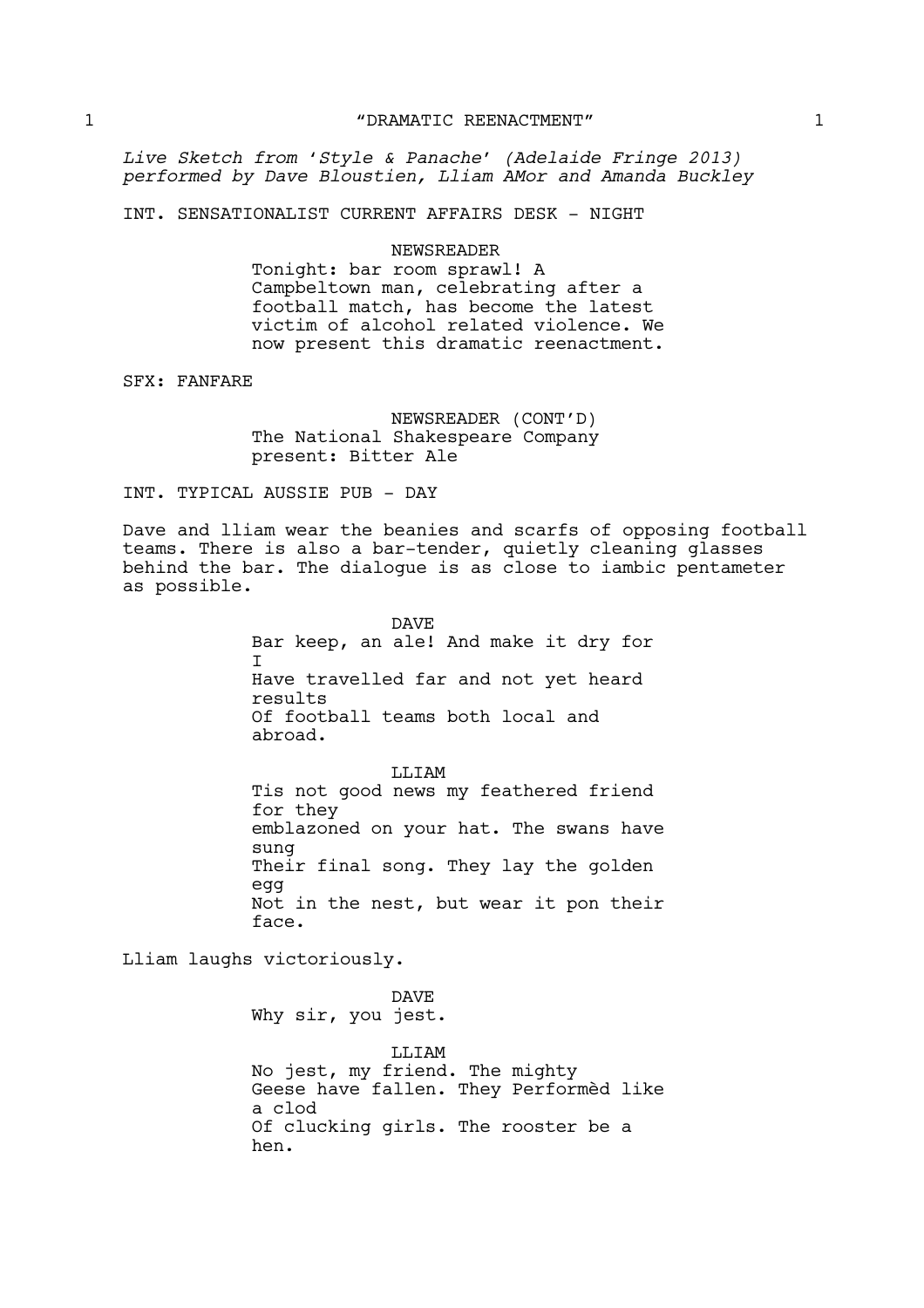# 1 "DRAMATIC REENACTMENT" 1

*Live Sketch from 'Style & Panache' (Adelaide Fringe 2013) performed by Dave Bloustien, Lliam AMor and Amanda Buckley*

INT. SENSATIONALIST CURRENT AFFAIRS DESK - NIGHT

NEWSREADER
Tonight: bar room sprawl! A Campbeltown man, celebrating after a football match, has become the latest victim of alcohol related violence. We now present this dramatic reenactment.

SFX: FANFARE

NEWSREADER (CONT'D)
The National Shakespeare Company present: Bitter Ale

INT. TYPICAL AUSSIE PUB - DAY

Dave and lliam wear the beanies and scarfs of opposing football teams. There is also a bar-tender, quietly cleaning glasses behind the bar. The dialogue is as close to iambic pentameter as possible.

DAVE
Bar keep, an ale! And make it dry for
I
Have travelled far and not yet heard results
Of football teams both local and abroad.

LLIAM
Tis not good news my feathered friend for they
emblazoned on your hat. The swans have sung
Their final song. They lay the golden egg
Not in the nest, but wear it pon their face.

Lliam laughs victoriously.

DAVE
Why sir, you jest.

LLIAM
No jest, my friend. The mighty
Geese have fallen. They Performèd like a clod
Of clucking girls. The rooster be a hen.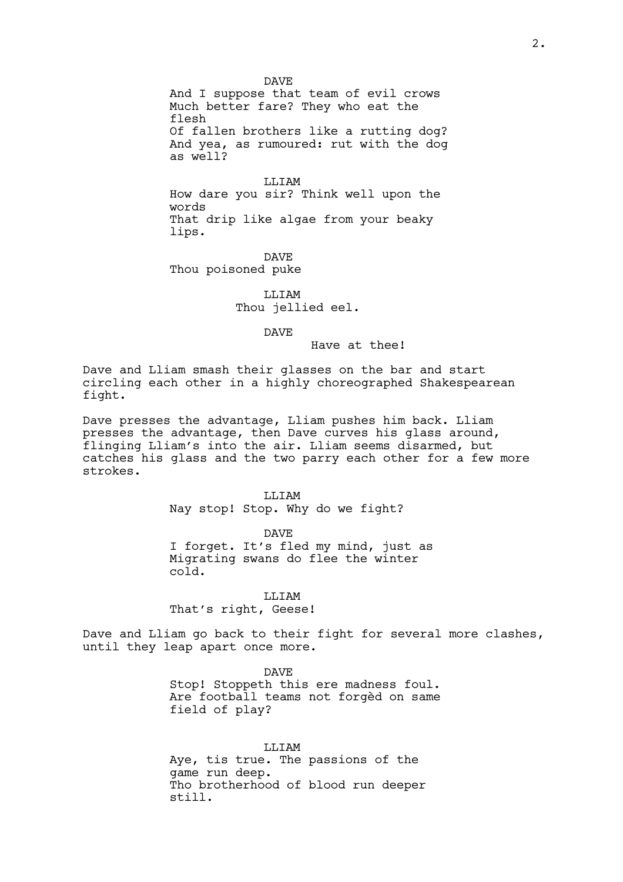DAVE

And I suppose that team of evil crows
Much better fare? They who eat the flesh
Of fallen brothers like a rutting dog?
And yea, as rumoured: rut with the dog as well?

LLIAM

How dare you sir? Think well upon the words
That drip like algae from your beaky lips.

DAVE

Thou poisoned puke

LLIAM

Thou jellied eel.

DAVE

Have at thee!

Dave and Lliam smash their glasses on the bar and start circling each other in a highly choreographed Shakespearean fight.

Dave presses the advantage, Lliam pushes him back. Lliam presses the advantage, then Dave curves his glass around, flinging Lliam's into the air. Lliam seems disarmed, but catches his glass and the two parry each other for a few more strokes.

LLIAM

Nay stop! Stop. Why do we fight?

DAVE

I forget. It's fled my mind, just as
Migrating swans do flee the winter cold.

LLIAM

That's right, Geese!

Dave and Lliam go back to their fight for several more clashes, until they leap apart once more.

DAVE

Stop! Stoppeth this ere madness foul.
Are football teams not forgèd on same field of play?

LLIAM

Aye, tis true. The passions of the game run deep.
Tho brotherhood of blood run deeper still.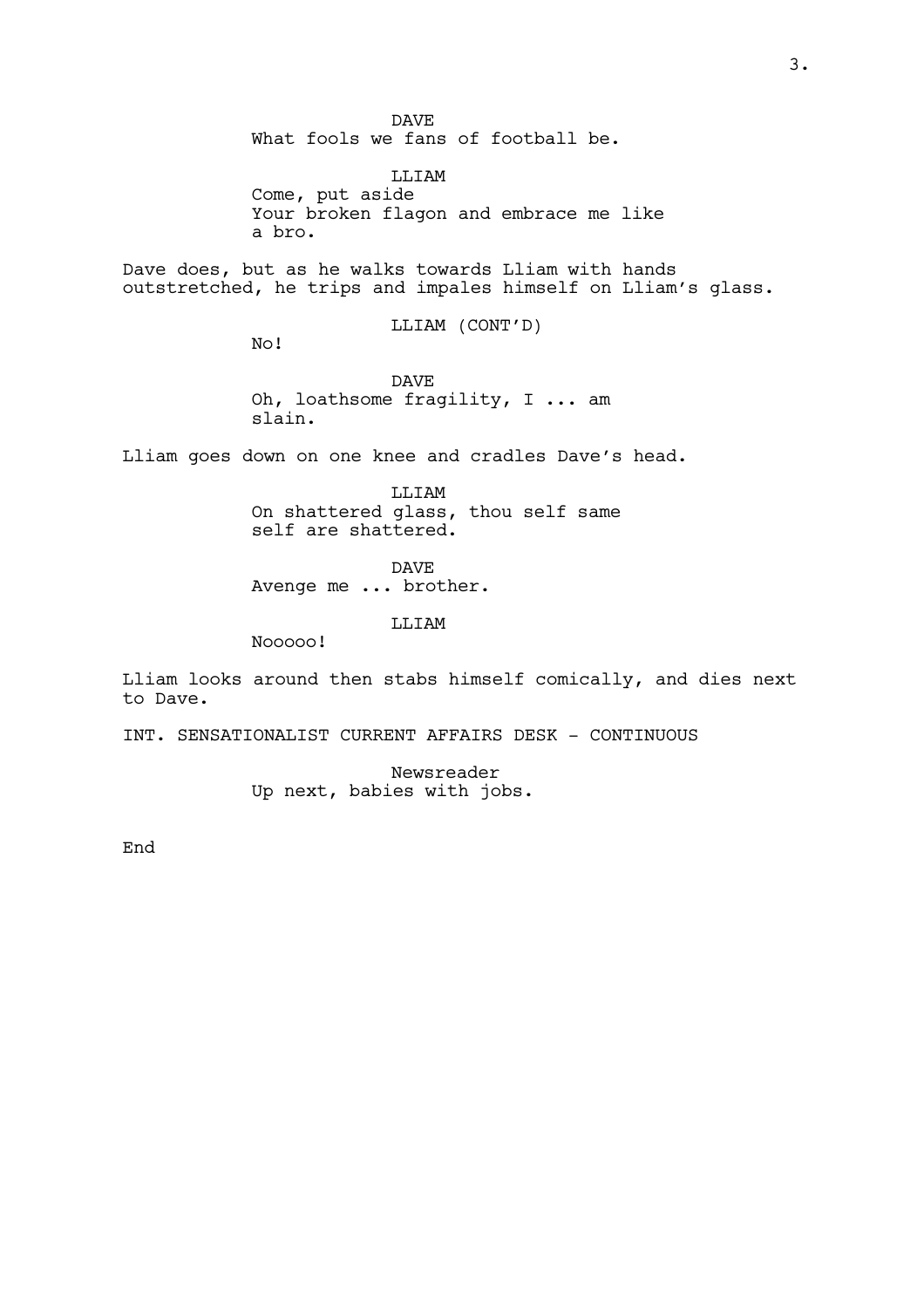DAVE
What fools we fans of football be.

LLIAM
Come, put aside
Your broken flagon and embrace me like
a bro.

Dave does, but as he walks towards Lliam with hands outstretched, he trips and impales himself on Lliam's glass.

LLIAM (CONT'D)
No!

DAVE
Oh, loathsome fragility, I ... am
slain.

Lliam goes down on one knee and cradles Dave's head.

LLIAM
On shattered glass, thou self same
self are shattered.

DAVE
Avenge me ... brother.

LLIAM
Nooooo!

Lliam looks around then stabs himself comically, and dies next to Dave.

INT. SENSATIONALIST CURRENT AFFAIRS DESK - CONTINUOUS

Newsreader
Up next, babies with jobs.

End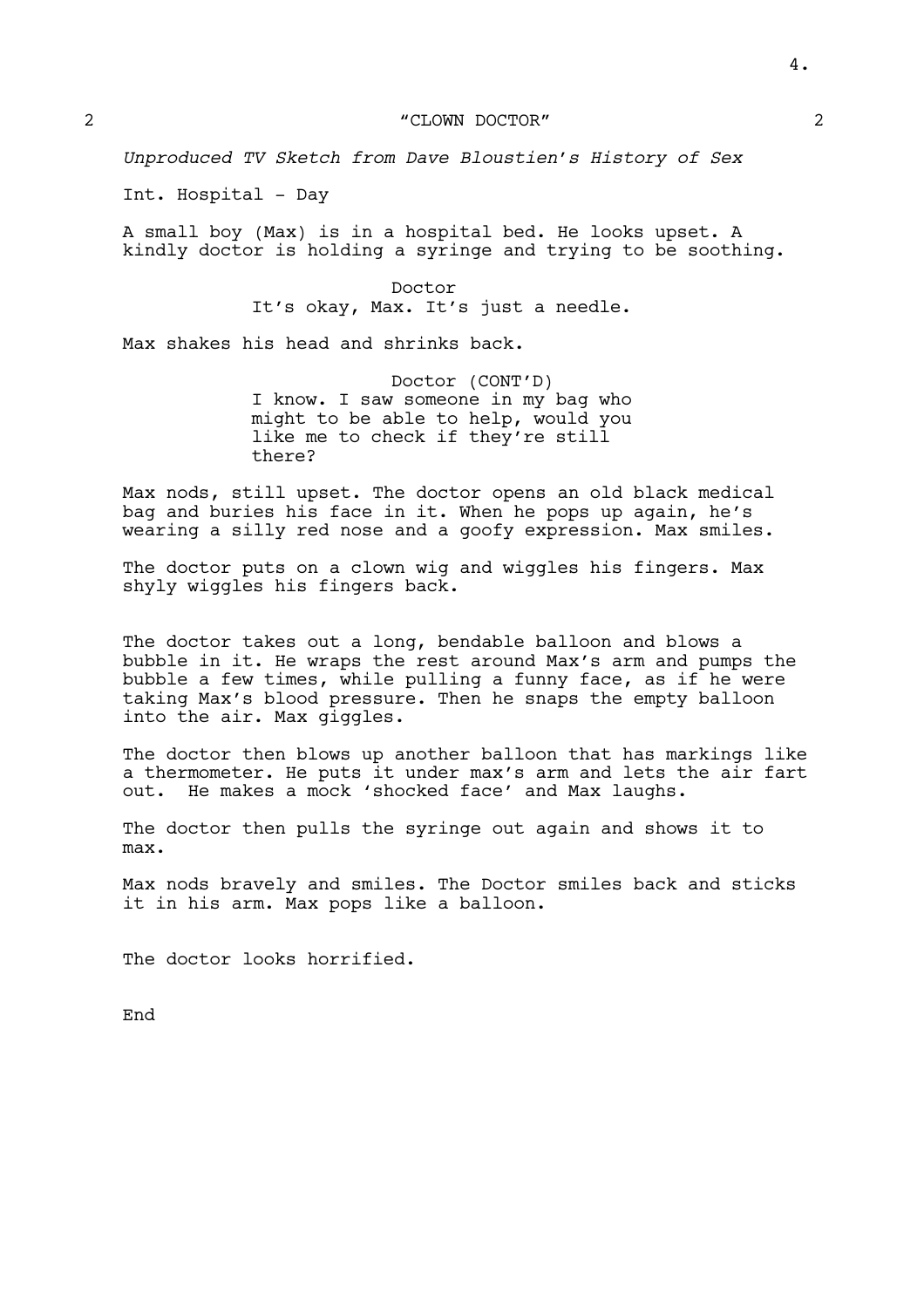## 2 "CLOWN DOCTOR" 2

*Unproduced TV Sketch from Dave Bloustien's History of Sex*

Int. Hospital - Day

A small boy (Max) is in a hospital bed. He looks upset. A kindly doctor is holding a syringe and trying to be soothing.

Doctor
It's okay, Max. It's just a needle.

Max shakes his head and shrinks back.

Doctor (CONT'D)
I know. I saw someone in my bag who might to be able to help, would you like me to check if they're still there?

Max nods, still upset. The doctor opens an old black medical bag and buries his face in it. When he pops up again, he's wearing a silly red nose and a goofy expression. Max smiles.

The doctor puts on a clown wig and wiggles his fingers. Max shyly wiggles his fingers back.

The doctor takes out a long, bendable balloon and blows a bubble in it. He wraps the rest around Max's arm and pumps the bubble a few times, while pulling a funny face, as if he were taking Max's blood pressure. Then he snaps the empty balloon into the air. Max giggles.

The doctor then blows up another balloon that has markings like a thermometer. He puts it under max's arm and lets the air fart out. He makes a mock 'shocked face' and Max laughs.

The doctor then pulls the syringe out again and shows it to max.

Max nods bravely and smiles. The Doctor smiles back and sticks it in his arm. Max pops like a balloon.

The doctor looks horrified.

End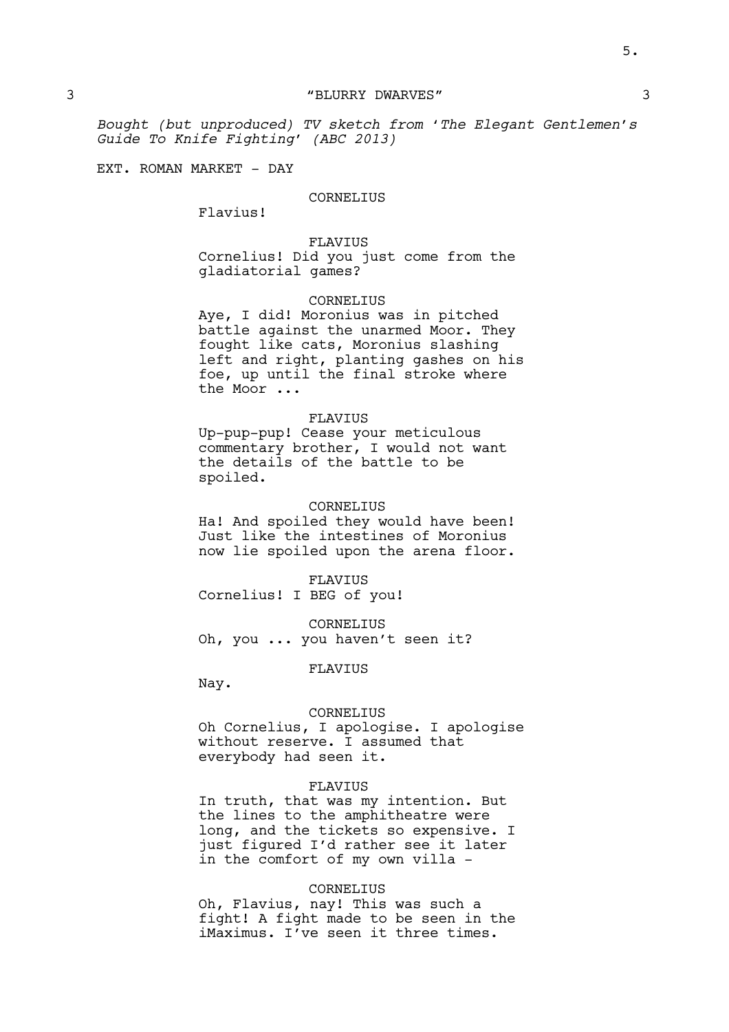3 "BLURRY DWARVES" 3

*Bought (but unproduced) TV sketch from 'The Elegant Gentlemen's Guide To Knife Fighting' (ABC 2013)*

EXT. ROMAN MARKET - DAY

CORNELIUS
Flavius!

FLAVIUS
Cornelius! Did you just come from the gladiatorial games?

CORNELIUS
Aye, I did! Moronius was in pitched battle against the unarmed Moor. They fought like cats, Moronius slashing left and right, planting gashes on his foe, up until the final stroke where the Moor ...

FLAVIUS
Up-pup-pup! Cease your meticulous commentary brother, I would not want the details of the battle to be spoiled.

CORNELIUS
Ha! And spoiled they would have been! Just like the intestines of Moronius now lie spoiled upon the arena floor.

FLAVIUS
Cornelius! I BEG of you!

CORNELIUS
Oh, you ... you haven't seen it?

FLAVIUS
Nay.

CORNELIUS
Oh Cornelius, I apologise. I apologise without reserve. I assumed that everybody had seen it.

FLAVIUS
In truth, that was my intention. But the lines to the amphitheatre were long, and the tickets so expensive. I just figured I'd rather see it later in the comfort of my own villa -

CORNELIUS
Oh, Flavius, nay! This was such a fight! A fight made to be seen in the iMaximus. I've seen it three times.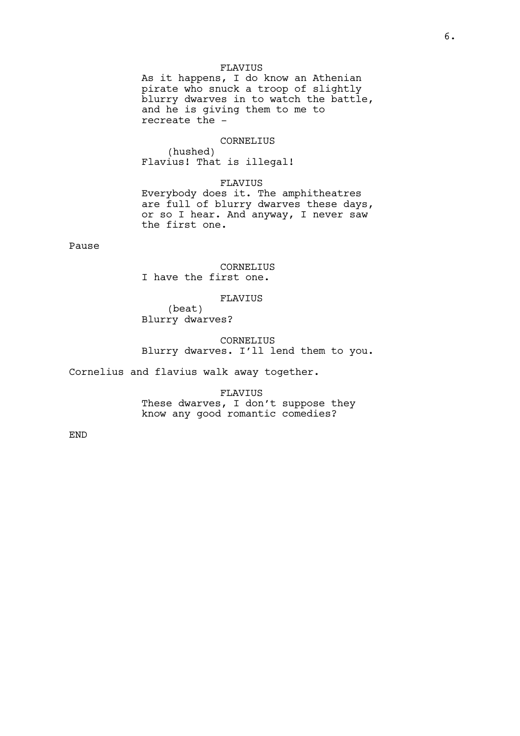FLAVIUS

As it happens, I do know an Athenian pirate who snuck a troop of slightly blurry dwarves in to watch the battle, and he is giving them to me to recreate the –

CORNELIUS

(hushed)

Flavius! That is illegal!

FLAVIUS

Everybody does it. The amphitheatres are full of blurry dwarves these days, or so I hear. And anyway, I never saw the first one.

Pause

CORNELIUS

I have the first one.

FLAVIUS

(beat)

Blurry dwarves?

CORNELIUS

Blurry dwarves. I'll lend them to you.

Cornelius and flavius walk away together.

FLAVIUS

These dwarves, I don't suppose they know any good romantic comedies?

END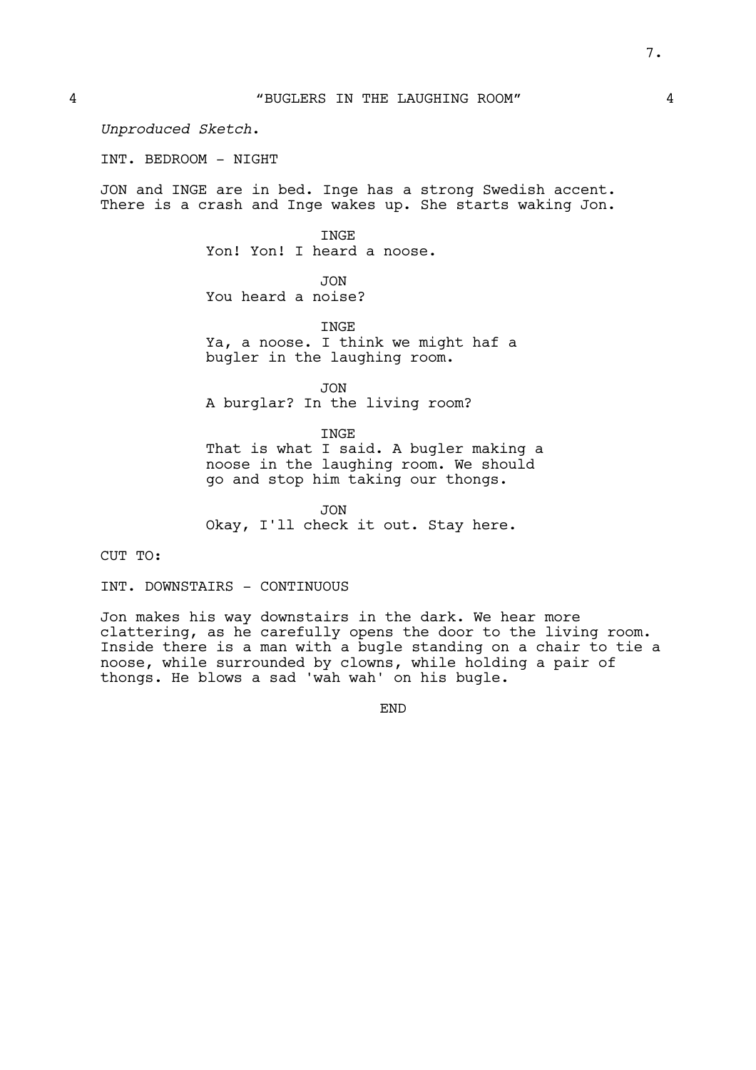## 4 "BUGLERS IN THE LAUGHING ROOM" 4

*Unproduced Sketch.*

INT. BEDROOM - NIGHT

JON and INGE are in bed. Inge has a strong Swedish accent. There is a crash and Inge wakes up. She starts waking Jon.

INGE
Yon! Yon! I heard a noose.

JON
You heard a noise?

INGE
Ya, a noose. I think we might haf a bugler in the laughing room.

JON
A burglar? In the living room?

INGE
That is what I said. A bugler making a noose in the laughing room. We should go and stop him taking our thongs.

JON
Okay, I'll check it out. Stay here.

CUT TO:

INT. DOWNSTAIRS - CONTINUOUS

Jon makes his way downstairs in the dark. We hear more clattering, as he carefully opens the door to the living room. Inside there is a man with a bugle standing on a chair to tie a noose, while surrounded by clowns, while holding a pair of thongs. He blows a sad 'wah wah' on his bugle.

END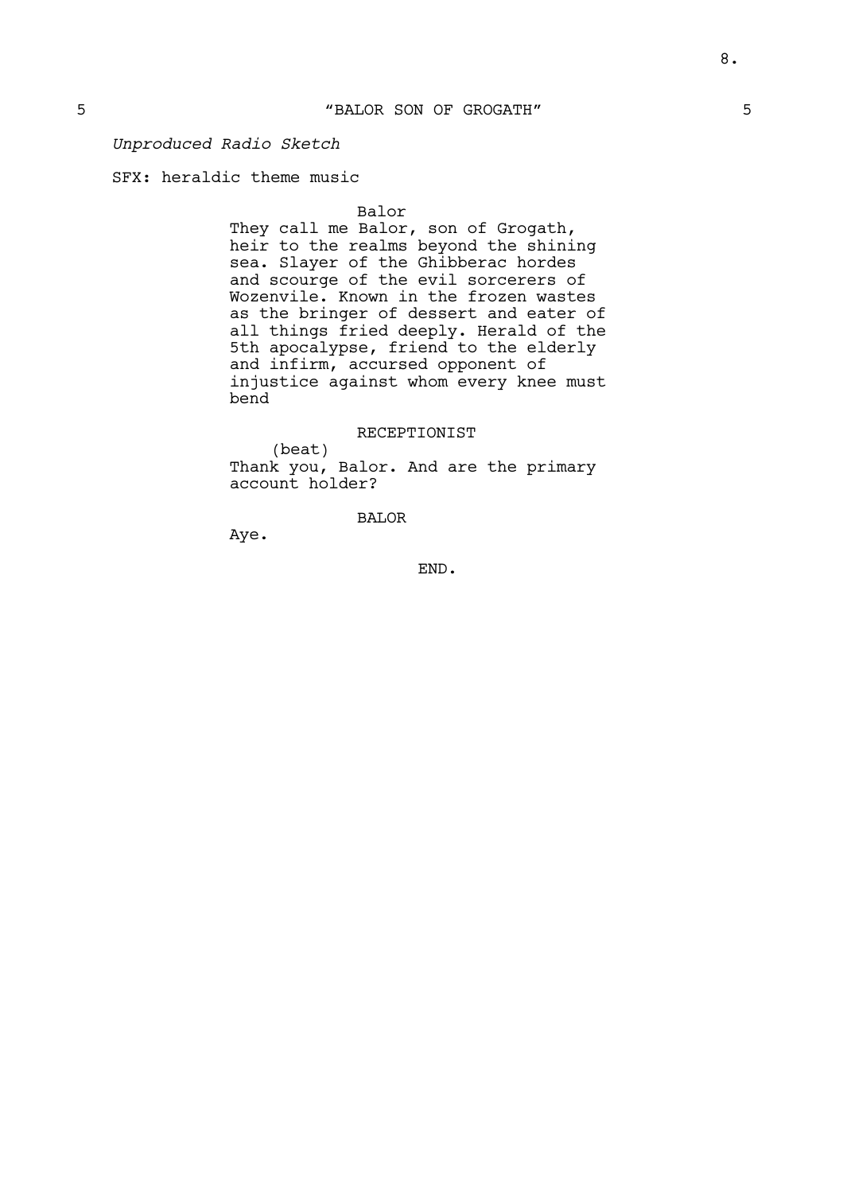5 "BALOR SON OF GROGATH" 5

*Unproduced Radio Sketch*

SFX: heraldic theme music

Balor

They call me Balor, son of Grogath, heir to the realms beyond the shining sea. Slayer of the Ghibberac hordes and scourge of the evil sorcerers of Wozenvile. Known in the frozen wastes as the bringer of dessert and eater of all things fried deeply. Herald of the 5th apocalypse, friend to the elderly and infirm, accursed opponent of injustice against whom every knee must bend

RECEPTIONIST

(beat)

Thank you, Balor. And are the primary account holder?

BALOR

Aye.

END.